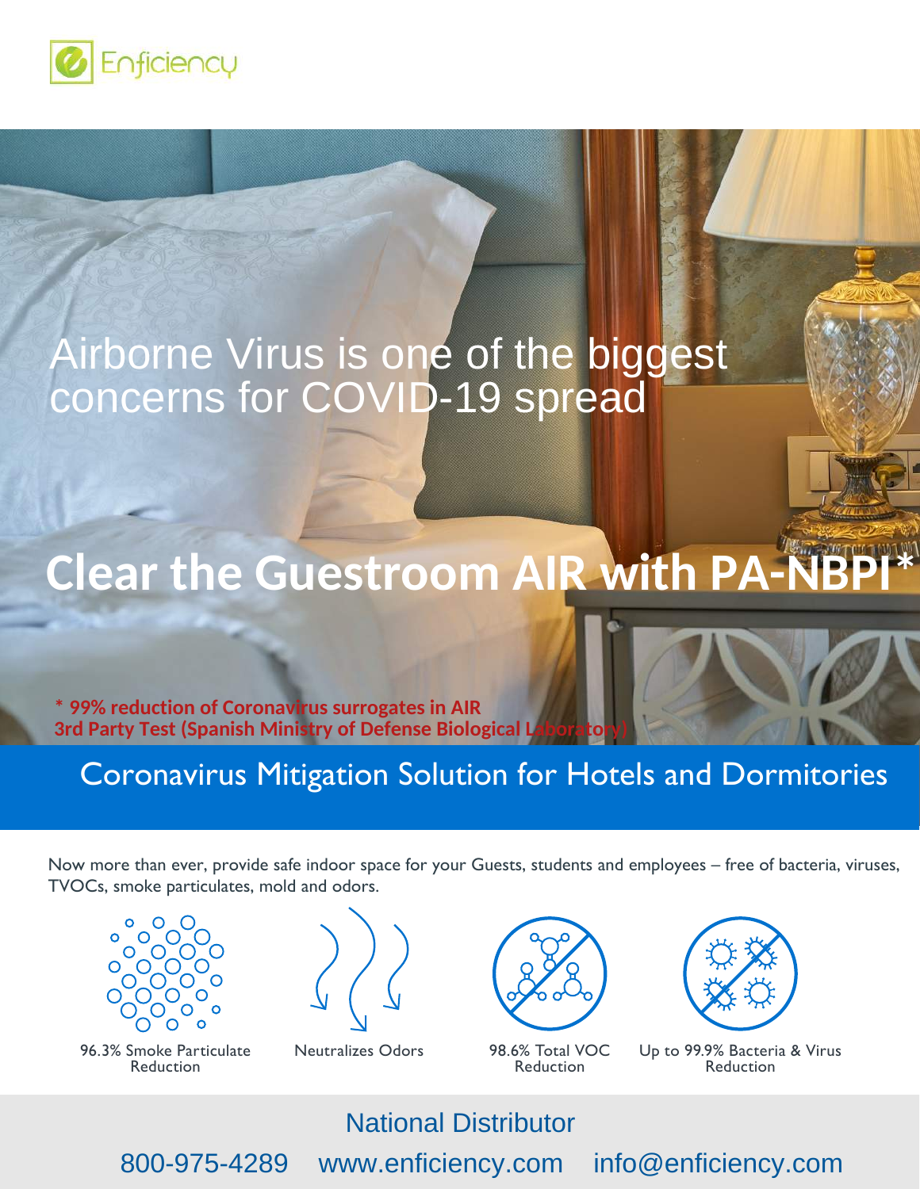Enficiency

# Airborne Virus is one of the biggest concerns for COVID-19 spread

# Clear the Guestroom AIR with PA-NBPI*

**\* 99% reduction of Coronavirus surrogates in AIR**
**3rd Party Test (Spanish Ministry of Defense Biological Laboratory)**

## Coronavirus Mitigation Solution for Hotels and Dormitories

Now more than ever, provide safe indoor space for your Guests, students and employees – free of bacteria, viruses, TVOCs, smoke particulates, mold and odors.

- 96.3% Smoke Particulate Reduction
- Neutralizes Odors
- 98.6% Total VOC Reduction
- Up to 99.9% Bacteria & Virus Reduction

National Distributor

800-975-4289 www.enficiency.com info@enficiency.com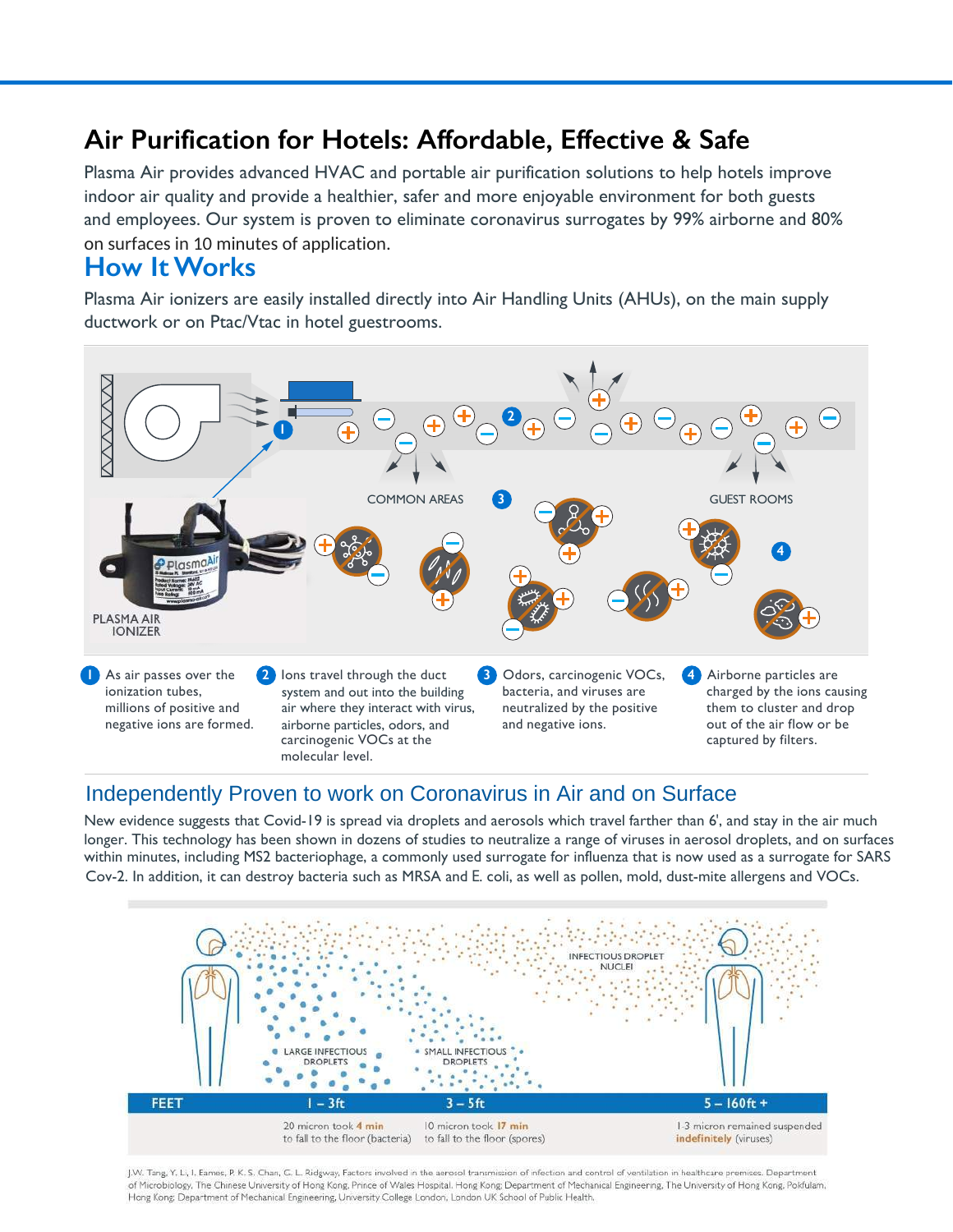# Air Purification for Hotels: Affordable, Effective & Safe

Plasma Air provides advanced HVAC and portable air purification solutions to help hotels improve indoor air quality and provide a healthier, safer and more enjoyable environment for both guests and employees. Our system is proven to eliminate coronavirus surrogates by 99% airborne and 80% on surfaces in 10 minutes of application.

## How It Works

Plasma Air ionizers are easily installed directly into Air Handling Units (AHUs), on the main supply ductwork or on Ptac/Vtac in hotel guestrooms.

COMMON AREAS

GUEST ROOMS

PLASMA AIR IONIZER

1. As air passes over the ionization tubes, millions of positive and negative ions are formed.
2. Ions travel through the duct system and out into the building air where they interact with virus, airborne particles, odors, and carcinogenic VOCs at the molecular level.
3. Odors, carcinogenic VOCs, bacteria, and viruses are neutralized by the positive and negative ions.
4. Airborne particles are charged by the ions causing them to cluster and drop out of the air flow or be captured by filters.

## Independently Proven to work on Coronavirus in Air and on Surface

New evidence suggests that Covid-19 is spread via droplets and aerosols which travel farther than 6', and stay in the air much longer. This technology has been shown in dozens of studies to neutralize a range of viruses in aerosol droplets, and on surfaces within minutes, including MS2 bacteriophage, a commonly used surrogate for influenza that is now used as a surrogate for SARS Cov-2. In addition, it can destroy bacteria such as MRSA and E. coli, as well as pollen, mold, dust-mite allergens and VOCs.

INFECTIOUS DROPLET NUCLEI

LARGE INFECTIOUS DROPLETS

SMALL INFECTIOUS DROPLETS

FEET

1 – 3ft

3 – 5ft

5 – 160ft +

20 micron took **4 min** to fall to the floor (bacteria)

10 micron took **17 min** to fall to the floor (spores)

1-3 micron remained suspended **indefinitely** (viruses)

J.W. Tang, Y. Li, I. Eames, P. K. S. Chan, G. L. Ridgway, Factors involved in the aerosol transmission of infection and control of ventilation in healthcare premises. Department of Microbiology, The Chinese University of Hong Kong, Prince of Wales Hospital, Hong Kong; Department of Mechanical Engineering, The University of Hong Kong, Pokfulam, Hong Kong; Department of Mechanical Engineering, University College London, London UK School of Public Health.